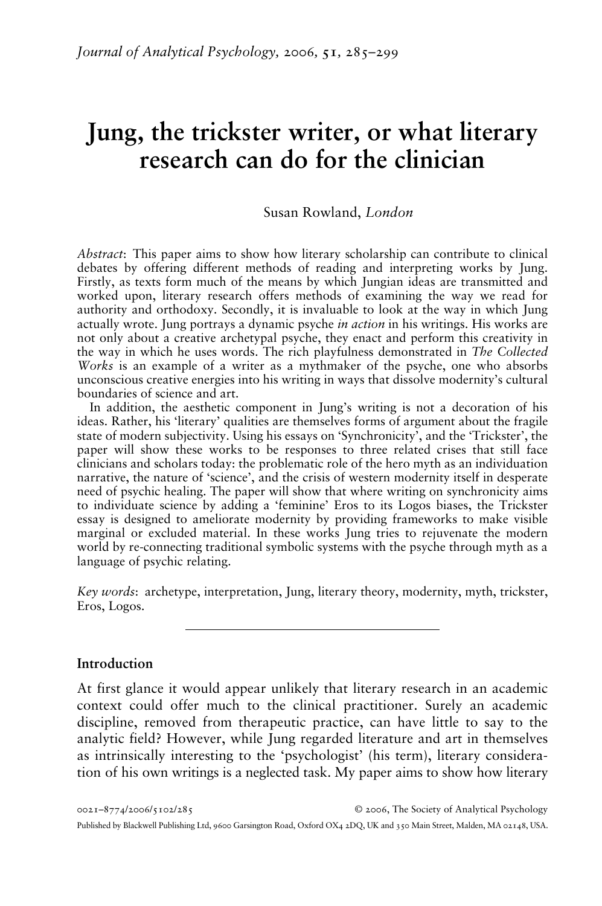# Jung, the trickster writer, or what literary research can do for the clinician

Susan Rowland, *London*

*Abstract*: This paper aims to show how literary scholarship can contribute to clinical debates by offering different methods of reading and interpreting works by Jung. Firstly, as texts form much of the means by which Jungian ideas are transmitted and worked upon, literary research offers methods of examining the way we read for authority and orthodoxy. Secondly, it is invaluable to look at the way in which Jung actually wrote. Jung portrays a dynamic psyche *in action* in his writings. His works are not only about a creative archetypal psyche, they enact and perform this creativity in the way in which he uses words. The rich playfulness demonstrated in *The Collected Works* is an example of a writer as a mythmaker of the psyche, one who absorbs unconscious creative energies into his writing in ways that dissolve modernity's cultural boundaries of science and art.

In addition, the aesthetic component in Jung's writing is not a decoration of his ideas. Rather, his 'literary' qualities are themselves forms of argument about the fragile state of modern subjectivity. Using his essays on 'Synchronicity', and the 'Trickster', the paper will show these works to be responses to three related crises that still face clinicians and scholars today: the problematic role of the hero myth as an individuation narrative, the nature of 'science', and the crisis of western modernity itself in desperate need of psychic healing. The paper will show that where writing on synchronicity aims to individuate science by adding a 'feminine' Eros to its Logos biases, the Trickster essay is designed to ameliorate modernity by providing frameworks to make visible marginal or excluded material. In these works Jung tries to rejuvenate the modern world by re-connecting traditional symbolic systems with the psyche through myth as a language of psychic relating.

*Key words*: archetype, interpretation, Jung, literary theory, modernity, myth, trickster, Eros, Logos.

---

## Introduction

At first glance it would appear unlikely that literary research in an academic context could offer much to the clinical practitioner. Surely an academic discipline, removed from therapeutic practice, can have little to say to the analytic field? However, while Jung regarded literature and art in themselves as intrinsically interesting to the 'psychologist' (his term), literary consideration of his own writings is a neglected task. My paper aims to show how literary

0021–8774/2006/5102/285 © 2006, The Society of Analytical Psychology

Published by Blackwell Publishing Ltd, 9600 Garsington Road, Oxford OX4 2DQ, UK and 350 Main Street, Malden, MA 02148, USA.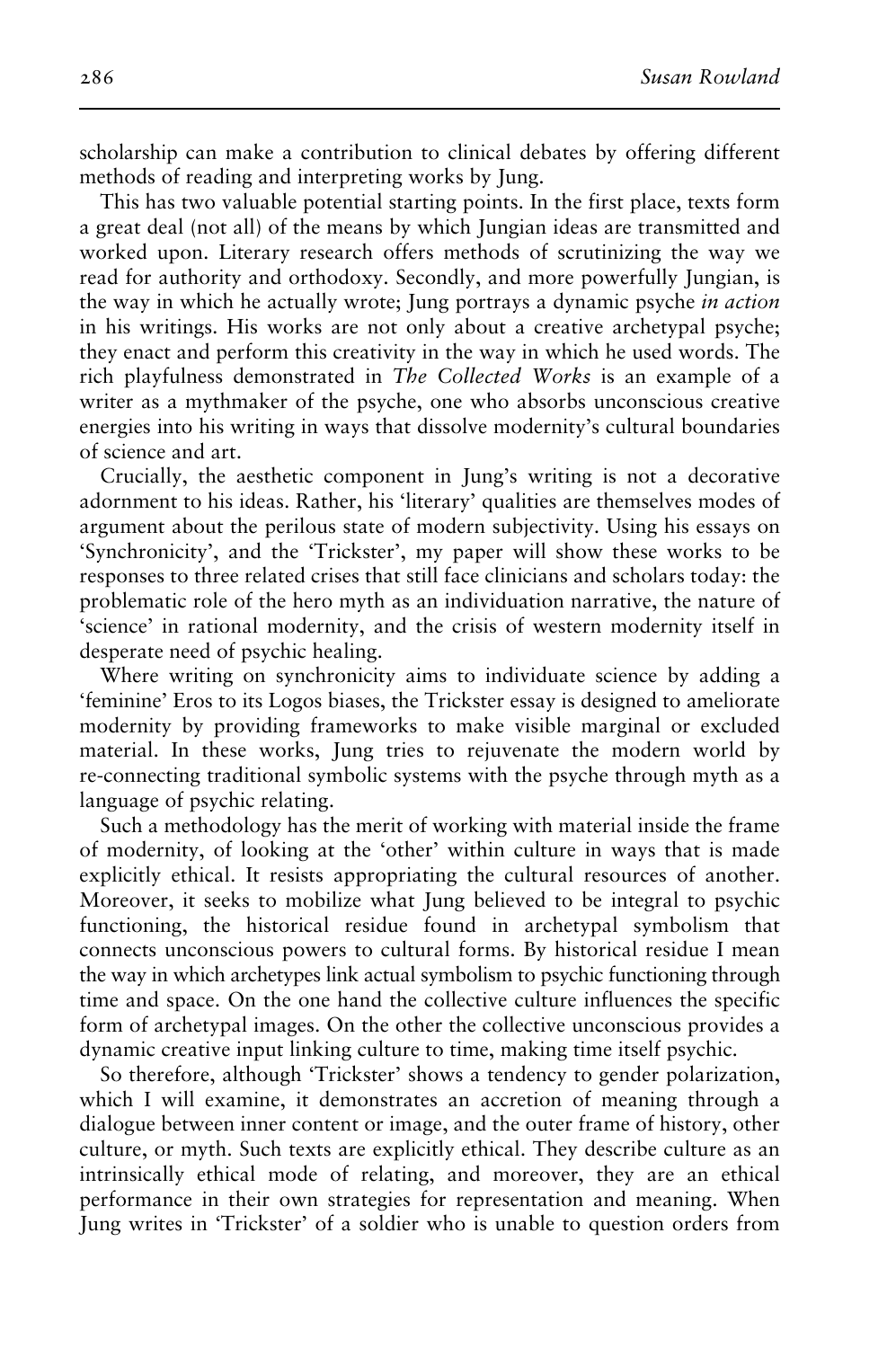scholarship can make a contribution to clinical debates by offering different methods of reading and interpreting works by Jung.

This has two valuable potential starting points. In the first place, texts form a great deal (not all) of the means by which Jungian ideas are transmitted and worked upon. Literary research offers methods of scrutinizing the way we read for authority and orthodoxy. Secondly, and more powerfully Jungian, is the way in which he actually wrote; Jung portrays a dynamic psyche *in action* in his writings. His works are not only about a creative archetypal psyche; they enact and perform this creativity in the way in which he used words. The rich playfulness demonstrated in *The Collected Works* is an example of a writer as a mythmaker of the psyche, one who absorbs unconscious creative energies into his writing in ways that dissolve modernity's cultural boundaries of science and art.

Crucially, the aesthetic component in Jung's writing is not a decorative adornment to his ideas. Rather, his 'literary' qualities are themselves modes of argument about the perilous state of modern subjectivity. Using his essays on 'Synchronicity', and the 'Trickster', my paper will show these works to be responses to three related crises that still face clinicians and scholars today: the problematic role of the hero myth as an individuation narrative, the nature of 'science' in rational modernity, and the crisis of western modernity itself in desperate need of psychic healing.

Where writing on synchronicity aims to individuate science by adding a 'feminine' Eros to its Logos biases, the Trickster essay is designed to ameliorate modernity by providing frameworks to make visible marginal or excluded material. In these works, Jung tries to rejuvenate the modern world by re-connecting traditional symbolic systems with the psyche through myth as a language of psychic relating.

Such a methodology has the merit of working with material inside the frame of modernity, of looking at the 'other' within culture in ways that is made explicitly ethical. It resists appropriating the cultural resources of another. Moreover, it seeks to mobilize what Jung believed to be integral to psychic functioning, the historical residue found in archetypal symbolism that connects unconscious powers to cultural forms. By historical residue I mean the way in which archetypes link actual symbolism to psychic functioning through time and space. On the one hand the collective culture influences the specific form of archetypal images. On the other the collective unconscious provides a dynamic creative input linking culture to time, making time itself psychic.

So therefore, although 'Trickster' shows a tendency to gender polarization, which I will examine, it demonstrates an accretion of meaning through a dialogue between inner content or image, and the outer frame of history, other culture, or myth. Such texts are explicitly ethical. They describe culture as an intrinsically ethical mode of relating, and moreover, they are an ethical performance in their own strategies for representation and meaning. When Jung writes in 'Trickster' of a soldier who is unable to question orders from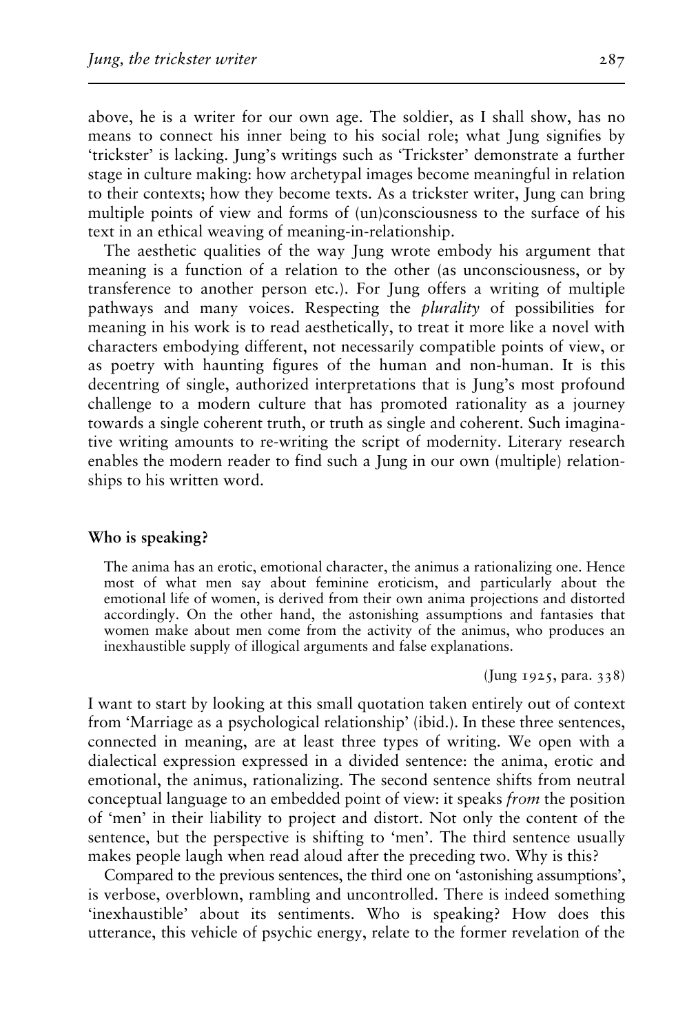above, he is a writer for our own age. The soldier, as I shall show, has no means to connect his inner being to his social role; what Jung signifies by 'trickster' is lacking. Jung's writings such as 'Trickster' demonstrate a further stage in culture making: how archetypal images become meaningful in relation to their contexts; how they become texts. As a trickster writer, Jung can bring multiple points of view and forms of (un)consciousness to the surface of his text in an ethical weaving of meaning-in-relationship.

The aesthetic qualities of the way Jung wrote embody his argument that meaning is a function of a relation to the other (as unconsciousness, or by transference to another person etc.). For Jung offers a writing of multiple pathways and many voices. Respecting the *plurality* of possibilities for meaning in his work is to read aesthetically, to treat it more like a novel with characters embodying different, not necessarily compatible points of view, or as poetry with haunting figures of the human and non-human. It is this decentring of single, authorized interpretations that is Jung's most profound challenge to a modern culture that has promoted rationality as a journey towards a single coherent truth, or truth as single and coherent. Such imaginative writing amounts to re-writing the script of modernity. Literary research enables the modern reader to find such a Jung in our own (multiple) relationships to his written word.

## Who is speaking?

> The anima has an erotic, emotional character, the animus a rationalizing one. Hence most of what men say about feminine eroticism, and particularly about the emotional life of women, is derived from their own anima projections and distorted accordingly. On the other hand, the astonishing assumptions and fantasies that women make about men come from the activity of the animus, who produces an inexhaustible supply of illogical arguments and false explanations.
>
> (Jung 1925, para. 338)

I want to start by looking at this small quotation taken entirely out of context from 'Marriage as a psychological relationship' (ibid.). In these three sentences, connected in meaning, are at least three types of writing. We open with a dialectical expression expressed in a divided sentence: the anima, erotic and emotional, the animus, rationalizing. The second sentence shifts from neutral conceptual language to an embedded point of view: it speaks *from* the position of 'men' in their liability to project and distort. Not only the content of the sentence, but the perspective is shifting to 'men'. The third sentence usually makes people laugh when read aloud after the preceding two. Why is this?

Compared to the previous sentences, the third one on 'astonishing assumptions', is verbose, overblown, rambling and uncontrolled. There is indeed something 'inexhaustible' about its sentiments. Who is speaking? How does this utterance, this vehicle of psychic energy, relate to the former revelation of the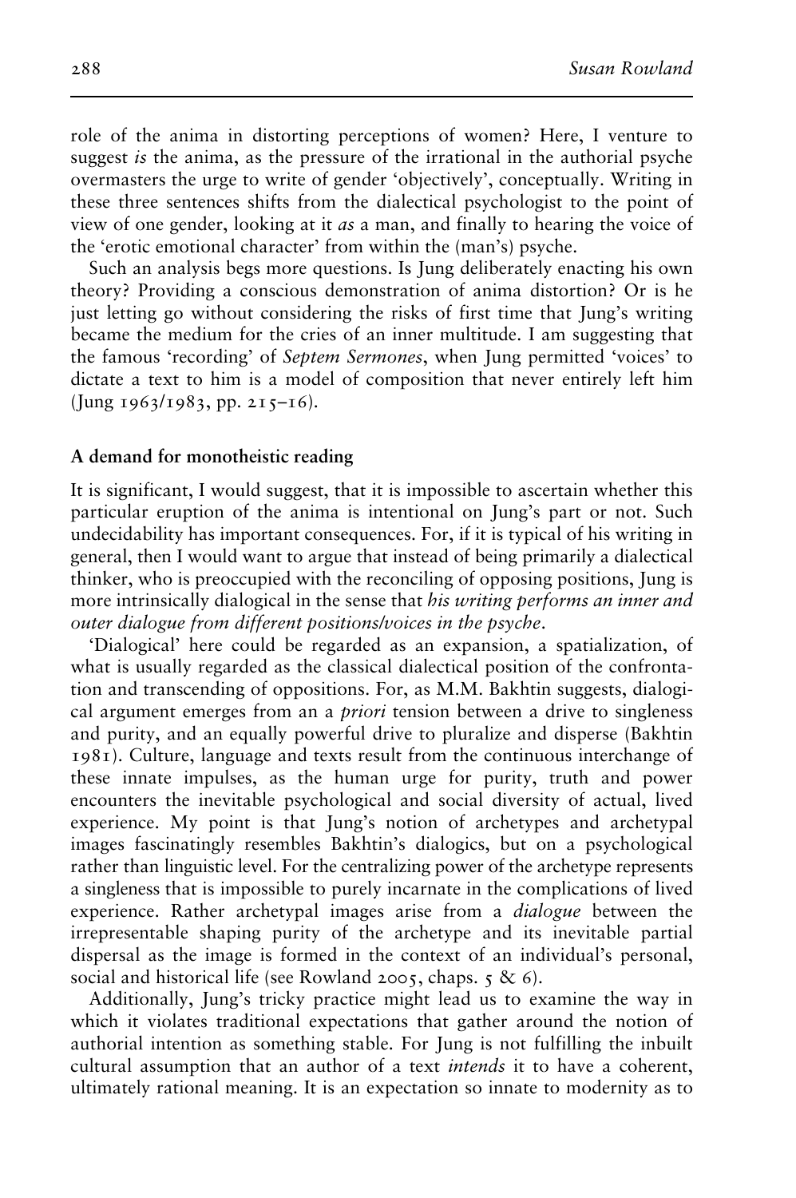role of the anima in distorting perceptions of women? Here, I venture to suggest *is* the anima, as the pressure of the irrational in the authorial psyche overmasters the urge to write of gender 'objectively', conceptually. Writing in these three sentences shifts from the dialectical psychologist to the point of view of one gender, looking at it *as* a man, and finally to hearing the voice of the 'erotic emotional character' from within the (man's) psyche.

Such an analysis begs more questions. Is Jung deliberately enacting his own theory? Providing a conscious demonstration of anima distortion? Or is he just letting go without considering the risks of first time that Jung's writing became the medium for the cries of an inner multitude. I am suggesting that the famous 'recording' of *Septem Sermones*, when Jung permitted 'voices' to dictate a text to him is a model of composition that never entirely left him (Jung 1963/1983, pp. 215–16).

## A demand for monotheistic reading

It is significant, I would suggest, that it is impossible to ascertain whether this particular eruption of the anima is intentional on Jung's part or not. Such undecidability has important consequences. For, if it is typical of his writing in general, then I would want to argue that instead of being primarily a dialectical thinker, who is preoccupied with the reconciling of opposing positions, Jung is more intrinsically dialogical in the sense that *his writing performs an inner and outer dialogue from different positions/voices in the psyche*.

'Dialogical' here could be regarded as an expansion, a spatialization, of what is usually regarded as the classical dialectical position of the confrontation and transcending of oppositions. For, as M.M. Bakhtin suggests, dialogical argument emerges from an a *priori* tension between a drive to singleness and purity, and an equally powerful drive to pluralize and disperse (Bakhtin 1981). Culture, language and texts result from the continuous interchange of these innate impulses, as the human urge for purity, truth and power encounters the inevitable psychological and social diversity of actual, lived experience. My point is that Jung's notion of archetypes and archetypal images fascinatingly resembles Bakhtin's dialogics, but on a psychological rather than linguistic level. For the centralizing power of the archetype represents a singleness that is impossible to purely incarnate in the complications of lived experience. Rather archetypal images arise from a *dialogue* between the irrepresentable shaping purity of the archetype and its inevitable partial dispersal as the image is formed in the context of an individual's personal, social and historical life (see Rowland 2005, chaps. 5 & 6).

Additionally, Jung's tricky practice might lead us to examine the way in which it violates traditional expectations that gather around the notion of authorial intention as something stable. For Jung is not fulfilling the inbuilt cultural assumption that an author of a text *intends* it to have a coherent, ultimately rational meaning. It is an expectation so innate to modernity as to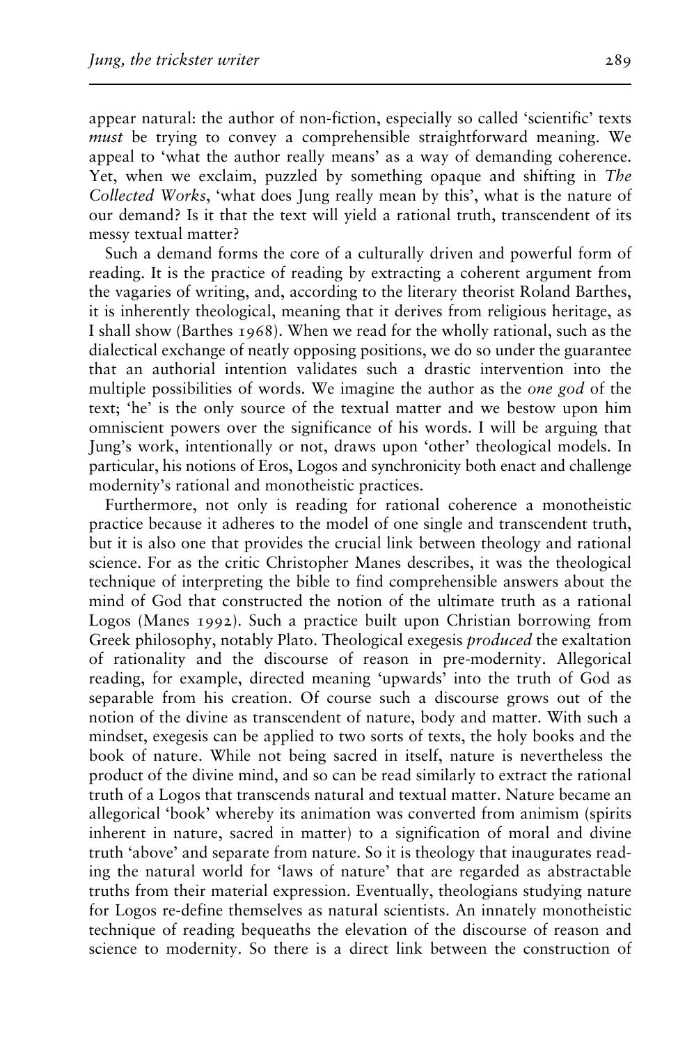appear natural: the author of non-fiction, especially so called 'scientific' texts *must* be trying to convey a comprehensible straightforward meaning. We appeal to 'what the author really means' as a way of demanding coherence. Yet, when we exclaim, puzzled by something opaque and shifting in *The Collected Works*, 'what does Jung really mean by this', what is the nature of our demand? Is it that the text will yield a rational truth, transcendent of its messy textual matter?

Such a demand forms the core of a culturally driven and powerful form of reading. It is the practice of reading by extracting a coherent argument from the vagaries of writing, and, according to the literary theorist Roland Barthes, it is inherently theological, meaning that it derives from religious heritage, as I shall show (Barthes 1968). When we read for the wholly rational, such as the dialectical exchange of neatly opposing positions, we do so under the guarantee that an authorial intention validates such a drastic intervention into the multiple possibilities of words. We imagine the author as the *one god* of the text; 'he' is the only source of the textual matter and we bestow upon him omniscient powers over the significance of his words. I will be arguing that Jung's work, intentionally or not, draws upon 'other' theological models. In particular, his notions of Eros, Logos and synchronicity both enact and challenge modernity's rational and monotheistic practices.

Furthermore, not only is reading for rational coherence a monotheistic practice because it adheres to the model of one single and transcendent truth, but it is also one that provides the crucial link between theology and rational science. For as the critic Christopher Manes describes, it was the theological technique of interpreting the bible to find comprehensible answers about the mind of God that constructed the notion of the ultimate truth as a rational Logos (Manes 1992). Such a practice built upon Christian borrowing from Greek philosophy, notably Plato. Theological exegesis *produced* the exaltation of rationality and the discourse of reason in pre-modernity. Allegorical reading, for example, directed meaning 'upwards' into the truth of God as separable from his creation. Of course such a discourse grows out of the notion of the divine as transcendent of nature, body and matter. With such a mindset, exegesis can be applied to two sorts of texts, the holy books and the book of nature. While not being sacred in itself, nature is nevertheless the product of the divine mind, and so can be read similarly to extract the rational truth of a Logos that transcends natural and textual matter. Nature became an allegorical 'book' whereby its animation was converted from animism (spirits inherent in nature, sacred in matter) to a signification of moral and divine truth 'above' and separate from nature. So it is theology that inaugurates reading the natural world for 'laws of nature' that are regarded as abstractable truths from their material expression. Eventually, theologians studying nature for Logos re-define themselves as natural scientists. An innately monotheistic technique of reading bequeaths the elevation of the discourse of reason and science to modernity. So there is a direct link between the construction of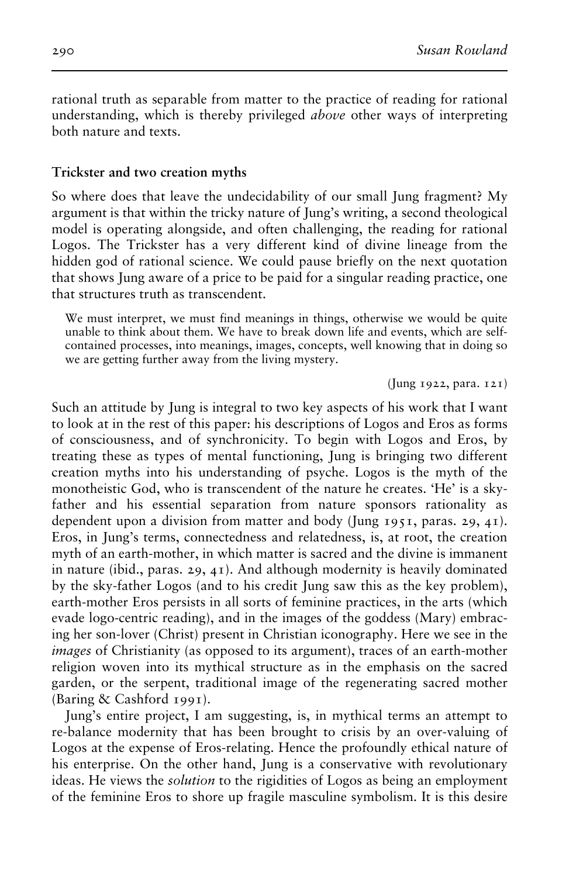rational truth as separable from matter to the practice of reading for rational understanding, which is thereby privileged *above* other ways of interpreting both nature and texts.

### Trickster and two creation myths

So where does that leave the undecidability of our small Jung fragment? My argument is that within the tricky nature of Jung's writing, a second theological model is operating alongside, and often challenging, the reading for rational Logos. The Trickster has a very different kind of divine lineage from the hidden god of rational science. We could pause briefly on the next quotation that shows Jung aware of a price to be paid for a singular reading practice, one that structures truth as transcendent.

> We must interpret, we must find meanings in things, otherwise we would be quite unable to think about them. We have to break down life and events, which are self-contained processes, into meanings, images, concepts, well knowing that in doing so we are getting further away from the living mystery.
>
> (Jung 1922, para. 121)

Such an attitude by Jung is integral to two key aspects of his work that I want to look at in the rest of this paper: his descriptions of Logos and Eros as forms of consciousness, and of synchronicity. To begin with Logos and Eros, by treating these as types of mental functioning, Jung is bringing two different creation myths into his understanding of psyche. Logos is the myth of the monotheistic God, who is transcendent of the nature he creates. 'He' is a sky-father and his essential separation from nature sponsors rationality as dependent upon a division from matter and body (Jung 1951, paras. 29, 41). Eros, in Jung's terms, connectedness and relatedness, is, at root, the creation myth of an earth-mother, in which matter is sacred and the divine is immanent in nature (ibid., paras. 29, 41). And although modernity is heavily dominated by the sky-father Logos (and to his credit Jung saw this as the key problem), earth-mother Eros persists in all sorts of feminine practices, in the arts (which evade logo-centric reading), and in the images of the goddess (Mary) embracing her son-lover (Christ) present in Christian iconography. Here we see in the *images* of Christianity (as opposed to its argument), traces of an earth-mother religion woven into its mythical structure as in the emphasis on the sacred garden, or the serpent, traditional image of the regenerating sacred mother (Baring & Cashford 1991).

Jung's entire project, I am suggesting, is, in mythical terms an attempt to re-balance modernity that has been brought to crisis by an over-valuing of Logos at the expense of Eros-relating. Hence the profoundly ethical nature of his enterprise. On the other hand, Jung is a conservative with revolutionary ideas. He views the *solution* to the rigidities of Logos as being an employment of the feminine Eros to shore up fragile masculine symbolism. It is this desire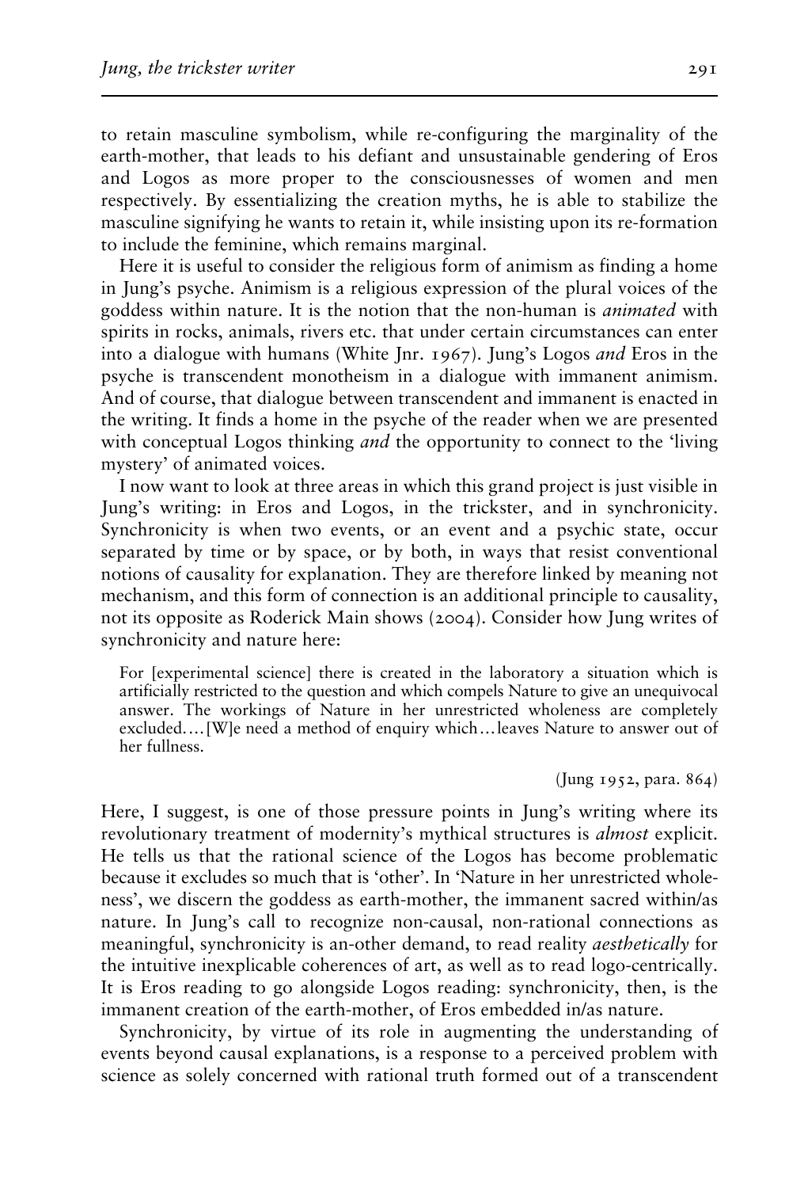to retain masculine symbolism, while re-configuring the marginality of the earth-mother, that leads to his defiant and unsustainable gendering of Eros and Logos as more proper to the consciousnesses of women and men respectively. By essentializing the creation myths, he is able to stabilize the masculine signifying he wants to retain it, while insisting upon its re-formation to include the feminine, which remains marginal.

Here it is useful to consider the religious form of animism as finding a home in Jung's psyche. Animism is a religious expression of the plural voices of the goddess within nature. It is the notion that the non-human is *animated* with spirits in rocks, animals, rivers etc. that under certain circumstances can enter into a dialogue with humans (White Jnr. 1967). Jung's Logos *and* Eros in the psyche is transcendent monotheism in a dialogue with immanent animism. And of course, that dialogue between transcendent and immanent is enacted in the writing. It finds a home in the psyche of the reader when we are presented with conceptual Logos thinking *and* the opportunity to connect to the 'living mystery' of animated voices.

I now want to look at three areas in which this grand project is just visible in Jung's writing: in Eros and Logos, in the trickster, and in synchronicity. Synchronicity is when two events, or an event and a psychic state, occur separated by time or by space, or by both, in ways that resist conventional notions of causality for explanation. They are therefore linked by meaning not mechanism, and this form of connection is an additional principle to causality, not its opposite as Roderick Main shows (2004). Consider how Jung writes of synchronicity and nature here:

> For [experimental science] there is created in the laboratory a situation which is artificially restricted to the question and which compels Nature to give an unequivocal answer. The workings of Nature in her unrestricted wholeness are completely excluded.... [W]e need a method of enquiry which ... leaves Nature to answer out of her fullness.
>
> (Jung 1952, para. 864)

Here, I suggest, is one of those pressure points in Jung's writing where its revolutionary treatment of modernity's mythical structures is *almost* explicit. He tells us that the rational science of the Logos has become problematic because it excludes so much that is 'other'. In 'Nature in her unrestricted wholeness', we discern the goddess as earth-mother, the immanent sacred within/as nature. In Jung's call to recognize non-causal, non-rational connections as meaningful, synchronicity is an-other demand, to read reality *aesthetically* for the intuitive inexplicable coherences of art, as well as to read logo-centrically. It is Eros reading to go alongside Logos reading: synchronicity, then, is the immanent creation of the earth-mother, of Eros embedded in/as nature.

Synchronicity, by virtue of its role in augmenting the understanding of events beyond causal explanations, is a response to a perceived problem with science as solely concerned with rational truth formed out of a transcendent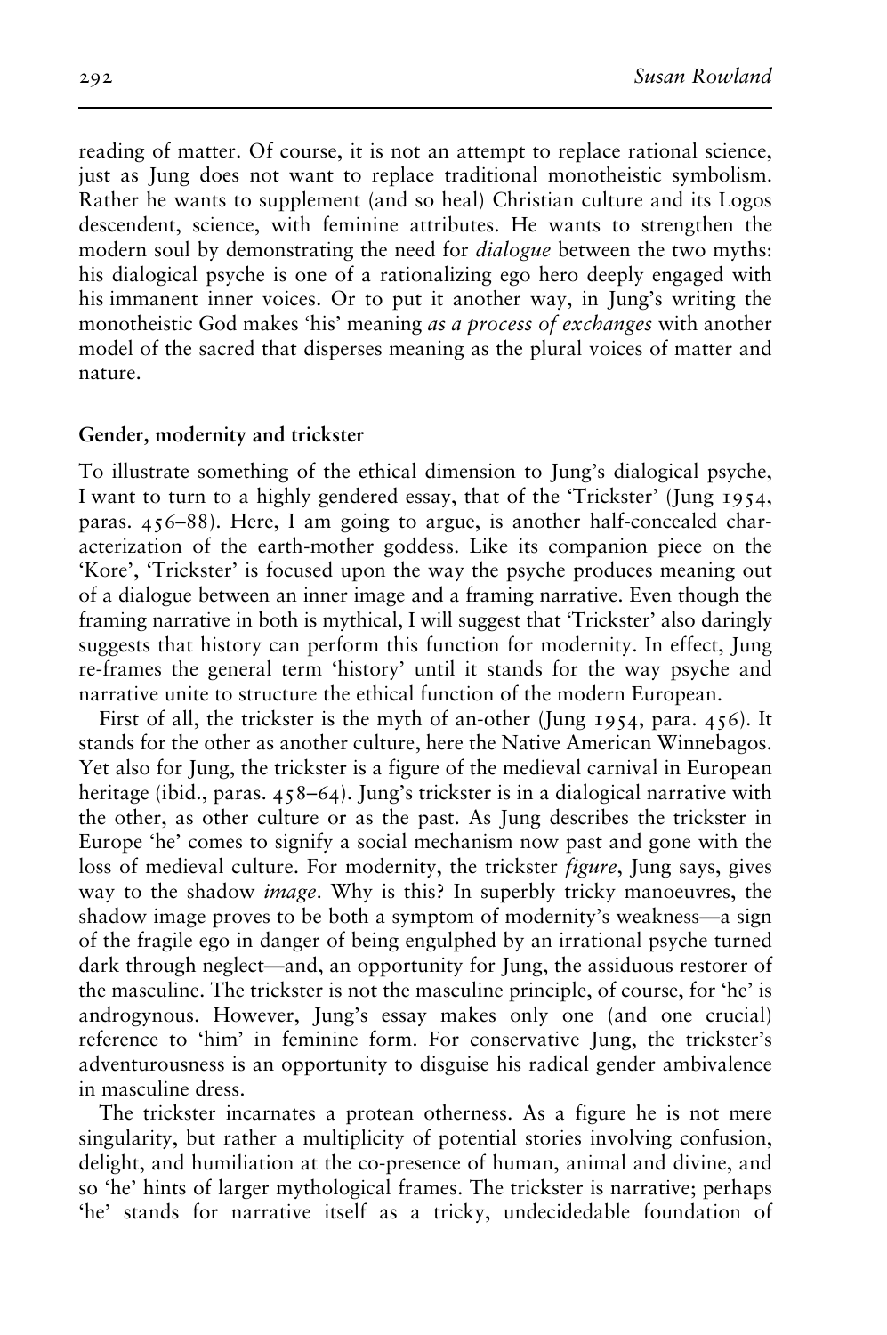reading of matter. Of course, it is not an attempt to replace rational science, just as Jung does not want to replace traditional monotheistic symbolism. Rather he wants to supplement (and so heal) Christian culture and its Logos descendent, science, with feminine attributes. He wants to strengthen the modern soul by demonstrating the need for *dialogue* between the two myths: his dialogical psyche is one of a rationalizing ego hero deeply engaged with his immanent inner voices. Or to put it another way, in Jung's writing the monotheistic God makes 'his' meaning *as a process of exchanges* with another model of the sacred that disperses meaning as the plural voices of matter and nature.

**Gender, modernity and trickster**

To illustrate something of the ethical dimension to Jung's dialogical psyche, I want to turn to a highly gendered essay, that of the 'Trickster' (Jung 1954, paras. 456–88). Here, I am going to argue, is another half-concealed characterization of the earth-mother goddess. Like its companion piece on the 'Kore', 'Trickster' is focused upon the way the psyche produces meaning out of a dialogue between an inner image and a framing narrative. Even though the framing narrative in both is mythical, I will suggest that 'Trickster' also daringly suggests that history can perform this function for modernity. In effect, Jung re-frames the general term 'history' until it stands for the way psyche and narrative unite to structure the ethical function of the modern European.

First of all, the trickster is the myth of an-other (Jung 1954, para. 456). It stands for the other as another culture, here the Native American Winnebagos. Yet also for Jung, the trickster is a figure of the medieval carnival in European heritage (ibid., paras. 458–64). Jung's trickster is in a dialogical narrative with the other, as other culture or as the past. As Jung describes the trickster in Europe 'he' comes to signify a social mechanism now past and gone with the loss of medieval culture. For modernity, the trickster *figure*, Jung says, gives way to the shadow *image*. Why is this? In superbly tricky manoeuvres, the shadow image proves to be both a symptom of modernity's weakness—a sign of the fragile ego in danger of being engulphed by an irrational psyche turned dark through neglect—and, an opportunity for Jung, the assiduous restorer of the masculine. The trickster is not the masculine principle, of course, for 'he' is androgynous. However, Jung's essay makes only one (and one crucial) reference to 'him' in feminine form. For conservative Jung, the trickster's adventurousness is an opportunity to disguise his radical gender ambivalence in masculine dress.

The trickster incarnates a protean otherness. As a figure he is not mere singularity, but rather a multiplicity of potential stories involving confusion, delight, and humiliation at the co-presence of human, animal and divine, and so 'he' hints of larger mythological frames. The trickster is narrative; perhaps 'he' stands for narrative itself as a tricky, undecidedable foundation of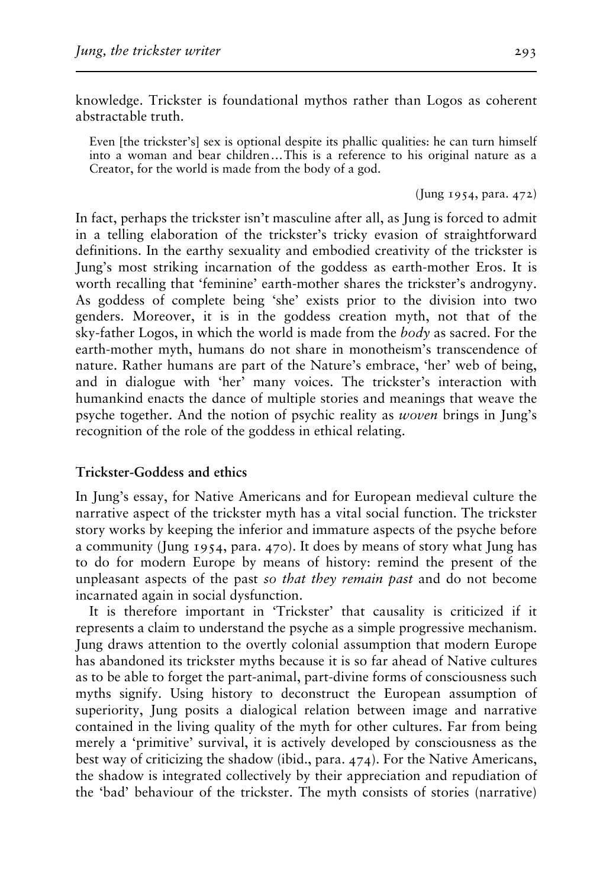knowledge. Trickster is foundational mythos rather than Logos as coherent abstractable truth.

> Even [the trickster's] sex is optional despite its phallic qualities: he can turn himself into a woman and bear children…This is a reference to his original nature as a Creator, for the world is made from the body of a god.
>
> (Jung 1954, para. 472)

In fact, perhaps the trickster isn't masculine after all, as Jung is forced to admit in a telling elaboration of the trickster's tricky evasion of straightforward definitions. In the earthy sexuality and embodied creativity of the trickster is Jung's most striking incarnation of the goddess as earth-mother Eros. It is worth recalling that 'feminine' earth-mother shares the trickster's androgyny. As goddess of complete being 'she' exists prior to the division into two genders. Moreover, it is in the goddess creation myth, not that of the sky-father Logos, in which the world is made from the *body* as sacred. For the earth-mother myth, humans do not share in monotheism's transcendence of nature. Rather humans are part of the Nature's embrace, 'her' web of being, and in dialogue with 'her' many voices. The trickster's interaction with humankind enacts the dance of multiple stories and meanings that weave the psyche together. And the notion of psychic reality as *woven* brings in Jung's recognition of the role of the goddess in ethical relating.

## Trickster-Goddess and ethics

In Jung's essay, for Native Americans and for European medieval culture the narrative aspect of the trickster myth has a vital social function. The trickster story works by keeping the inferior and immature aspects of the psyche before a community (Jung 1954, para. 470). It does by means of story what Jung has to do for modern Europe by means of history: remind the present of the unpleasant aspects of the past *so that they remain past* and do not become incarnated again in social dysfunction.

It is therefore important in 'Trickster' that causality is criticized if it represents a claim to understand the psyche as a simple progressive mechanism. Jung draws attention to the overtly colonial assumption that modern Europe has abandoned its trickster myths because it is so far ahead of Native cultures as to be able to forget the part-animal, part-divine forms of consciousness such myths signify. Using history to deconstruct the European assumption of superiority, Jung posits a dialogical relation between image and narrative contained in the living quality of the myth for other cultures. Far from being merely a 'primitive' survival, it is actively developed by consciousness as the best way of criticizing the shadow (ibid., para. 474). For the Native Americans, the shadow is integrated collectively by their appreciation and repudiation of the 'bad' behaviour of the trickster. The myth consists of stories (narrative)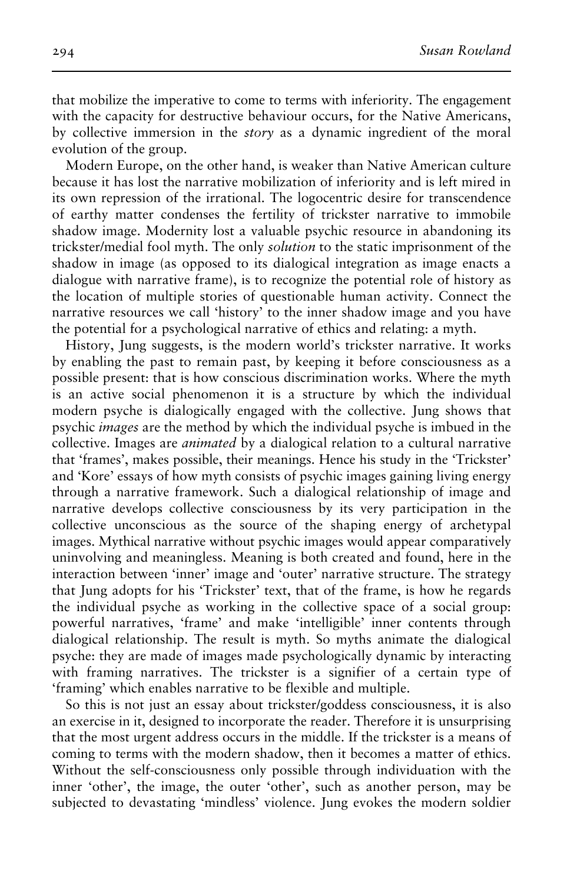that mobilize the imperative to come to terms with inferiority. The engagement with the capacity for destructive behaviour occurs, for the Native Americans, by collective immersion in the *story* as a dynamic ingredient of the moral evolution of the group.

Modern Europe, on the other hand, is weaker than Native American culture because it has lost the narrative mobilization of inferiority and is left mired in its own repression of the irrational. The logocentric desire for transcendence of earthy matter condenses the fertility of trickster narrative to immobile shadow image. Modernity lost a valuable psychic resource in abandoning its trickster/medial fool myth. The only *solution* to the static imprisonment of the shadow in image (as opposed to its dialogical integration as image enacts a dialogue with narrative frame), is to recognize the potential role of history as the location of multiple stories of questionable human activity. Connect the narrative resources we call 'history' to the inner shadow image and you have the potential for a psychological narrative of ethics and relating: a myth.

History, Jung suggests, is the modern world's trickster narrative. It works by enabling the past to remain past, by keeping it before consciousness as a possible present: that is how conscious discrimination works. Where the myth is an active social phenomenon it is a structure by which the individual modern psyche is dialogically engaged with the collective. Jung shows that psychic *images* are the method by which the individual psyche is imbued in the collective. Images are *animated* by a dialogical relation to a cultural narrative that 'frames', makes possible, their meanings. Hence his study in the 'Trickster' and 'Kore' essays of how myth consists of psychic images gaining living energy through a narrative framework. Such a dialogical relationship of image and narrative develops collective consciousness by its very participation in the collective unconscious as the source of the shaping energy of archetypal images. Mythical narrative without psychic images would appear comparatively uninvolving and meaningless. Meaning is both created and found, here in the interaction between 'inner' image and 'outer' narrative structure. The strategy that Jung adopts for his 'Trickster' text, that of the frame, is how he regards the individual psyche as working in the collective space of a social group: powerful narratives, 'frame' and make 'intelligible' inner contents through dialogical relationship. The result is myth. So myths animate the dialogical psyche: they are made of images made psychologically dynamic by interacting with framing narratives. The trickster is a signifier of a certain type of 'framing' which enables narrative to be flexible and multiple.

So this is not just an essay about trickster/goddess consciousness, it is also an exercise in it, designed to incorporate the reader. Therefore it is unsurprising that the most urgent address occurs in the middle. If the trickster is a means of coming to terms with the modern shadow, then it becomes a matter of ethics. Without the self-consciousness only possible through individuation with the inner 'other', the image, the outer 'other', such as another person, may be subjected to devastating 'mindless' violence. Jung evokes the modern soldier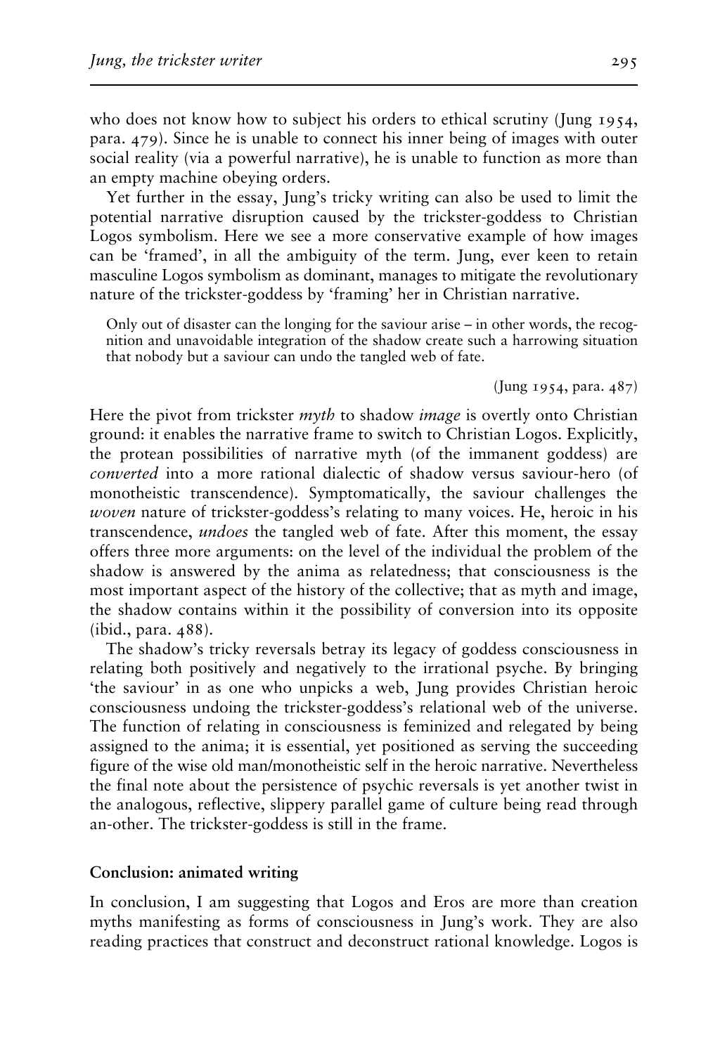who does not know how to subject his orders to ethical scrutiny (Jung 1954, para. 479). Since he is unable to connect his inner being of images with outer social reality (via a powerful narrative), he is unable to function as more than an empty machine obeying orders.

Yet further in the essay, Jung's tricky writing can also be used to limit the potential narrative disruption caused by the trickster-goddess to Christian Logos symbolism. Here we see a more conservative example of how images can be 'framed', in all the ambiguity of the term. Jung, ever keen to retain masculine Logos symbolism as dominant, manages to mitigate the revolutionary nature of the trickster-goddess by 'framing' her in Christian narrative.

> Only out of disaster can the longing for the saviour arise – in other words, the recognition and unavoidable integration of the shadow create such a harrowing situation that nobody but a saviour can undo the tangled web of fate.
>
> (Jung 1954, para. 487)

Here the pivot from trickster *myth* to shadow *image* is overtly onto Christian ground: it enables the narrative frame to switch to Christian Logos. Explicitly, the protean possibilities of narrative myth (of the immanent goddess) are *converted* into a more rational dialectic of shadow versus saviour-hero (of monotheistic transcendence). Symptomatically, the saviour challenges the *woven* nature of trickster-goddess's relating to many voices. He, heroic in his transcendence, *undoes* the tangled web of fate. After this moment, the essay offers three more arguments: on the level of the individual the problem of the shadow is answered by the anima as relatedness; that consciousness is the most important aspect of the history of the collective; that as myth and image, the shadow contains within it the possibility of conversion into its opposite (ibid., para. 488).

The shadow's tricky reversals betray its legacy of goddess consciousness in relating both positively and negatively to the irrational psyche. By bringing 'the saviour' in as one who unpicks a web, Jung provides Christian heroic consciousness undoing the trickster-goddess's relational web of the universe. The function of relating in consciousness is feminized and relegated by being assigned to the anima; it is essential, yet positioned as serving the succeeding figure of the wise old man/monotheistic self in the heroic narrative. Nevertheless the final note about the persistence of psychic reversals is yet another twist in the analogous, reflective, slippery parallel game of culture being read through an-other. The trickster-goddess is still in the frame.

## Conclusion: animated writing

In conclusion, I am suggesting that Logos and Eros are more than creation myths manifesting as forms of consciousness in Jung's work. They are also reading practices that construct and deconstruct rational knowledge. Logos is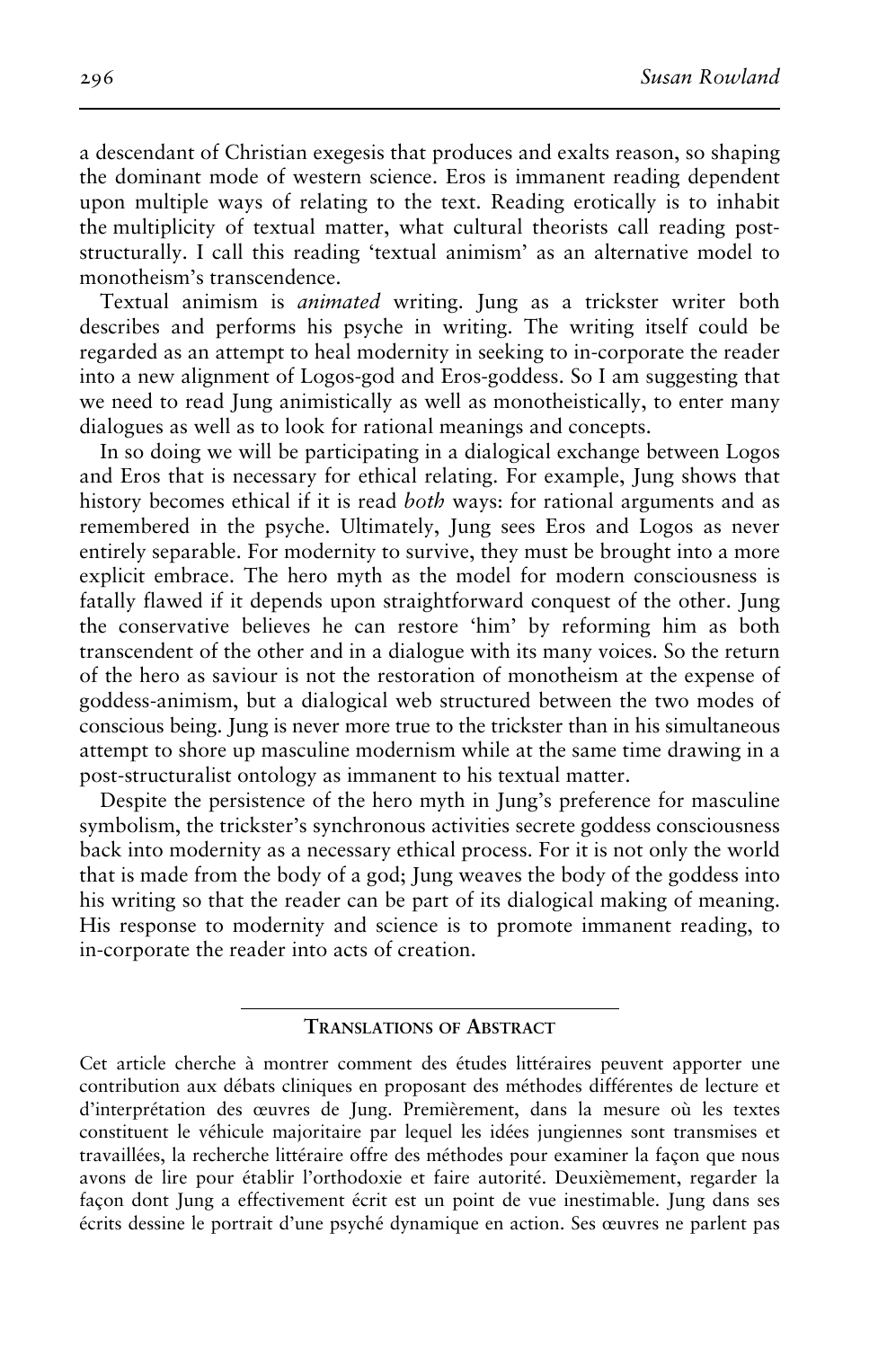a descendant of Christian exegesis that produces and exalts reason, so shaping the dominant mode of western science. Eros is immanent reading dependent upon multiple ways of relating to the text. Reading erotically is to inhabit the multiplicity of textual matter, what cultural theorists call reading post-structurally. I call this reading 'textual animism' as an alternative model to monotheism's transcendence.

Textual animism is *animated* writing. Jung as a trickster writer both describes and performs his psyche in writing. The writing itself could be regarded as an attempt to heal modernity in seeking to in-corporate the reader into a new alignment of Logos-god and Eros-goddess. So I am suggesting that we need to read Jung animistically as well as monotheistically, to enter many dialogues as well as to look for rational meanings and concepts.

In so doing we will be participating in a dialogical exchange between Logos and Eros that is necessary for ethical relating. For example, Jung shows that history becomes ethical if it is read *both* ways: for rational arguments and as remembered in the psyche. Ultimately, Jung sees Eros and Logos as never entirely separable. For modernity to survive, they must be brought into a more explicit embrace. The hero myth as the model for modern consciousness is fatally flawed if it depends upon straightforward conquest of the other. Jung the conservative believes he can restore 'him' by reforming him as both transcendent of the other and in a dialogue with its many voices. So the return of the hero as saviour is not the restoration of monotheism at the expense of goddess-animism, but a dialogical web structured between the two modes of conscious being. Jung is never more true to the trickster than in his simultaneous attempt to shore up masculine modernism while at the same time drawing in a post-structuralist ontology as immanent to his textual matter.

Despite the persistence of the hero myth in Jung's preference for masculine symbolism, the trickster's synchronous activities secrete goddess consciousness back into modernity as a necessary ethical process. For it is not only the world that is made from the body of a god; Jung weaves the body of the goddess into his writing so that the reader can be part of its dialogical making of meaning. His response to modernity and science is to promote immanent reading, to in-corporate the reader into acts of creation.

## Translations of Abstract

Cet article cherche à montrer comment des études littéraires peuvent apporter une contribution aux débats cliniques en proposant des méthodes différentes de lecture et d'interprétation des œuvres de Jung. Premièrement, dans la mesure où les textes constituent le véhicule majoritaire par lequel les idées jungiennes sont transmises et travaillées, la recherche littéraire offre des méthodes pour examiner la façon que nous avons de lire pour établir l'orthodoxie et faire autorité. Deuxièmement, regarder la façon dont Jung a effectivement écrit est un point de vue inestimable. Jung dans ses écrits dessine le portrait d'une psyché dynamique en action. Ses œuvres ne parlent pas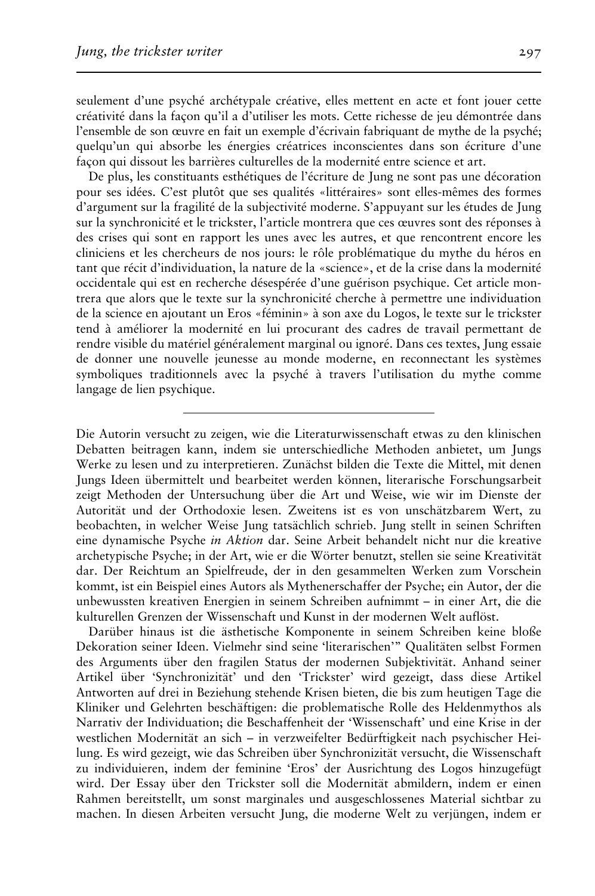seulement d'une psyché archétypale créative, elles mettent en acte et font jouer cette créativité dans la façon qu'il a d'utiliser les mots. Cette richesse de jeu démontrée dans l'ensemble de son œuvre en fait un exemple d'écrivain fabriquant de mythe de la psyché; quelqu'un qui absorbe les énergies créatrices inconscientes dans son écriture d'une façon qui dissout les barrières culturelles de la modernité entre science et art.

De plus, les constituants esthétiques de l'écriture de Jung ne sont pas une décoration pour ses idées. C'est plutôt que ses qualités «littéraires» sont elles-mêmes des formes d'argument sur la fragilité de la subjectivité moderne. S'appuyant sur les études de Jung sur la synchronicité et le trickster, l'article montrera que ces œuvres sont des réponses à des crises qui sont en rapport les unes avec les autres, et que rencontrent encore les cliniciens et les chercheurs de nos jours: le rôle problématique du mythe du héros en tant que récit d'individuation, la nature de la «science», et de la crise dans la modernité occidentale qui est en recherche désespérée d'une guérison psychique. Cet article montrera que alors que le texte sur la synchronicité cherche à permettre une individuation de la science en ajoutant un Eros «féminin» à son axe du Logos, le texte sur le trickster tend à améliorer la modernité en lui procurant des cadres de travail permettant de rendre visible du matériel généralement marginal ou ignoré. Dans ces textes, Jung essaie de donner une nouvelle jeunesse au monde moderne, en reconnectant les systèmes symboliques traditionnels avec la psyché à travers l'utilisation du mythe comme langage de lien psychique.

---

Die Autorin versucht zu zeigen, wie die Literaturwissenschaft etwas zu den klinischen Debatten beitragen kann, indem sie unterschiedliche Methoden anbietet, um Jungs Werke zu lesen und zu interpretieren. Zunächst bilden die Texte die Mittel, mit denen Jungs Ideen übermittelt und bearbeitet werden können, literarische Forschungsarbeit zeigt Methoden der Untersuchung über die Art und Weise, wie wir im Dienste der Autorität und der Orthodoxie lesen. Zweitens ist es von unschätzbarem Wert, zu beobachten, in welcher Weise Jung tatsächlich schrieb. Jung stellt in seinen Schriften eine dynamische Psyche *in Aktion* dar. Seine Arbeit behandelt nicht nur die kreative archetypische Psyche; in der Art, wie er die Wörter benutzt, stellen sie seine Kreativität dar. Der Reichtum an Spielfreude, der in den gesammelten Werken zum Vorschein kommt, ist ein Beispiel eines Autors als Mythenerschaffer der Psyche; ein Autor, der die unbewussten kreativen Energien in seinem Schreiben aufnimmt – in einer Art, die die kulturellen Grenzen der Wissenschaft und Kunst in der modernen Welt auflöst.

Darüber hinaus ist die ästhetische Komponente in seinem Schreiben keine bloße Dekoration seiner Ideen. Vielmehr sind seine 'literarischen'" Qualitäten selbst Formen des Arguments über den fragilen Status der modernen Subjektivität. Anhand seiner Artikel über 'Synchronizität' und den 'Trickster' wird gezeigt, dass diese Artikel Antworten auf drei in Beziehung stehende Krisen bieten, die bis zum heutigen Tage die Kliniker und Gelehrten beschäftigen: die problematische Rolle des Heldenmythos als Narrativ der Individuation; die Beschaffenheit der 'Wissenschaft' und eine Krise in der westlichen Modernität an sich – in verzweifelter Bedürftigkeit nach psychischer Heilung. Es wird gezeigt, wie das Schreiben über Synchronizität versucht, die Wissenschaft zu individuieren, indem der feminine 'Eros' der Ausrichtung des Logos hinzugefügt wird. Der Essay über den Trickster soll die Modernität abmildern, indem er einen Rahmen bereitstellt, um sonst marginales und ausgeschlossenes Material sichtbar zu machen. In diesen Arbeiten versucht Jung, die moderne Welt zu verjüngen, indem er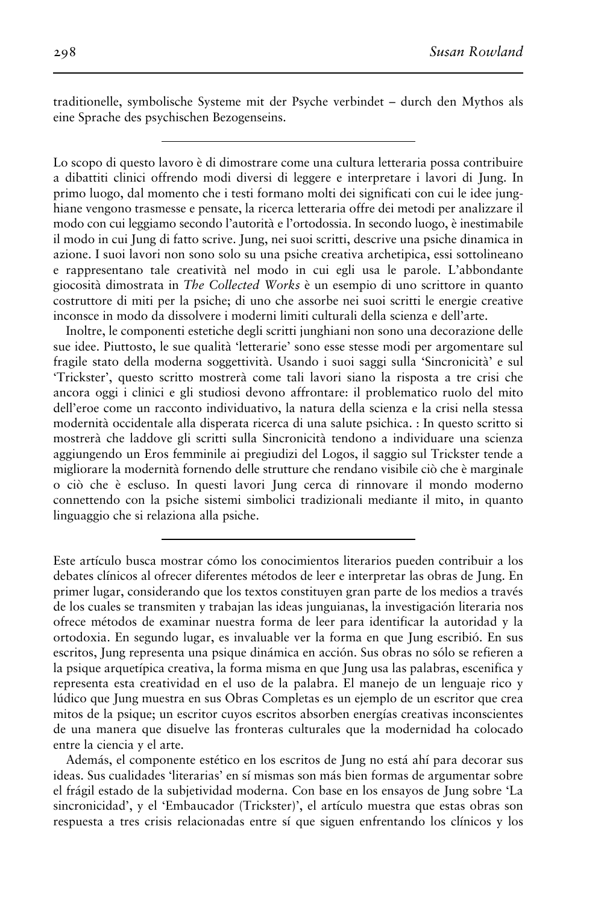traditionelle, symbolische Systeme mit der Psyche verbindet – durch den Mythos als eine Sprache des psychischen Bezogenseins.

---

Lo scopo di questo lavoro è di dimostrare come una cultura letteraria possa contribuire a dibattiti clinici offrendo modi diversi di leggere e interpretare i lavori di Jung. In primo luogo, dal momento che i testi formano molti dei significati con cui le idee junghiane vengono trasmesse e pensate, la ricerca letteraria offre dei metodi per analizzare il modo con cui leggiamo secondo l'autorità e l'ortodossia. In secondo luogo, è inestimabile il modo in cui Jung di fatto scrive. Jung, nei suoi scritti, descrive una psiche dinamica in azione. I suoi lavori non sono solo su una psiche creativa archetipica, essi sottolineano e rappresentano tale creatività nel modo in cui egli usa le parole. L'abbondante giocosità dimostrata in *The Collected Works* è un esempio di uno scrittore in quanto costruttore di miti per la psiche; di uno che assorbe nei suoi scritti le energie creative inconsce in modo da dissolvere i moderni limiti culturali della scienza e dell'arte.

Inoltre, le componenti estetiche degli scritti junghiani non sono una decorazione delle sue idee. Piuttosto, le sue qualità 'letterarie' sono esse stesse modi per argomentare sul fragile stato della moderna soggettività. Usando i suoi saggi sulla 'Sincronicità' e sul 'Trickster', questo scritto mostrerà come tali lavori siano la risposta a tre crisi che ancora oggi i clinici e gli studiosi devono affrontare: il problematico ruolo del mito dell'eroe come un racconto individuativo, la natura della scienza e la crisi nella stessa modernità occidentale alla disperata ricerca di una salute psichica. : In questo scritto si mostrerà che laddove gli scritti sulla Sincronicità tendono a individuare una scienza aggiungendo un Eros femminile ai pregiudizi del Logos, il saggio sul Trickster tende a migliorare la modernità fornendo delle strutture che rendano visibile ciò che è marginale o ciò che è escluso. In questi lavori Jung cerca di rinnovare il mondo moderno connettendo con la psiche sistemi simbolici tradizionali mediante il mito, in quanto linguaggio che si relaziona alla psiche.

---

Este artículo busca mostrar cómo los conocimientos literarios pueden contribuir a los debates clínicos al ofrecer diferentes métodos de leer e interpretar las obras de Jung. En primer lugar, considerando que los textos constituyen gran parte de los medios a través de los cuales se transmiten y trabajan las ideas junguianas, la investigación literaria nos ofrece métodos de examinar nuestra forma de leer para identificar la autoridad y la ortodoxia. En segundo lugar, es invaluable ver la forma en que Jung escribió. En sus escritos, Jung representa una psique dinámica en acción. Sus obras no sólo se refieren a la psique arquetípica creativa, la forma misma en que Jung usa las palabras, escenifica y representa esta creatividad en el uso de la palabra. El manejo de un lenguaje rico y lúdico que Jung muestra en sus Obras Completas es un ejemplo de un escritor que crea mitos de la psique; un escritor cuyos escritos absorben energías creativas inconscientes de una manera que disuelve las fronteras culturales que la modernidad ha colocado entre la ciencia y el arte.

Además, el componente estético en los escritos de Jung no está ahí para decorar sus ideas. Sus cualidades 'literarias' en sí mismas son más bien formas de argumentar sobre el frágil estado de la subjetividad moderna. Con base en los ensayos de Jung sobre 'La sincronicidad', y el 'Embaucador (Trickster)', el artículo muestra que estas obras son respuesta a tres crisis relacionadas entre sí que siguen enfrentando los clínicos y los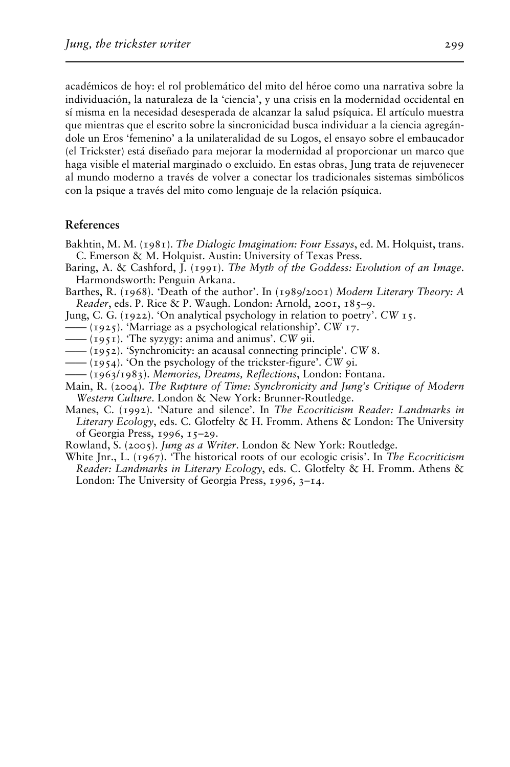académicos de hoy: el rol problemático del mito del héroe como una narrativa sobre la individuación, la naturaleza de la 'ciencia', y una crisis en la modernidad occidental en sí misma en la necesidad desesperada de alcanzar la salud psíquica. El artículo muestra que mientras que el escrito sobre la sincronicidad busca individuar a la ciencia agregándole un Eros 'femenino' a la unilateralidad de su Logos, el ensayo sobre el embaucador (el Trickster) está diseñado para mejorar la modernidad al proporcionar un marco que haga visible el material marginado o excluido. En estas obras, Jung trata de rejuvenecer al mundo moderno a través de volver a conectar los tradicionales sistemas simbólicos con la psique a través del mito como lenguaje de la relación psíquica.

## References

Bakhtin, M. M. (1981). *The Dialogic Imagination: Four Essays*, ed. M. Holquist, trans. C. Emerson & M. Holquist. Austin: University of Texas Press.

Baring, A. & Cashford, J. (1991). *The Myth of the Goddess: Evolution of an Image*. Harmondsworth: Penguin Arkana.

Barthes, R. (1968). 'Death of the author'. In (1989/2001) *Modern Literary Theory: A Reader*, eds. P. Rice & P. Waugh. London: Arnold, 2001, 185–9.

Jung, C. G. (1922). 'On analytical psychology in relation to poetry'. *CW* 15.

—— (1925). 'Marriage as a psychological relationship'. *CW* 17.

—— (1951). 'The syzygy: anima and animus'. *CW* 9ii.

—— (1952). 'Synchronicity: an acausal connecting principle'. *CW* 8.

—— (1954). 'On the psychology of the trickster-figure'. *CW* 9i.

—— (1963/1983). *Memories, Dreams, Reflections*, London: Fontana.

Main, R. (2004). *The Rupture of Time: Synchronicity and Jung's Critique of Modern Western Culture*. London & New York: Brunner-Routledge.

Manes, C. (1992). 'Nature and silence'. In *The Ecocriticism Reader: Landmarks in Literary Ecology*, eds. C. Glotfelty & H. Fromm. Athens & London: The University of Georgia Press, 1996, 15–29.

Rowland, S. (2005). *Jung as a Writer*. London & New York: Routledge.

White Jnr., L. (1967). 'The historical roots of our ecologic crisis'. In *The Ecocriticism Reader: Landmarks in Literary Ecology*, eds. C. Glotfelty & H. Fromm. Athens & London: The University of Georgia Press, 1996, 3–14.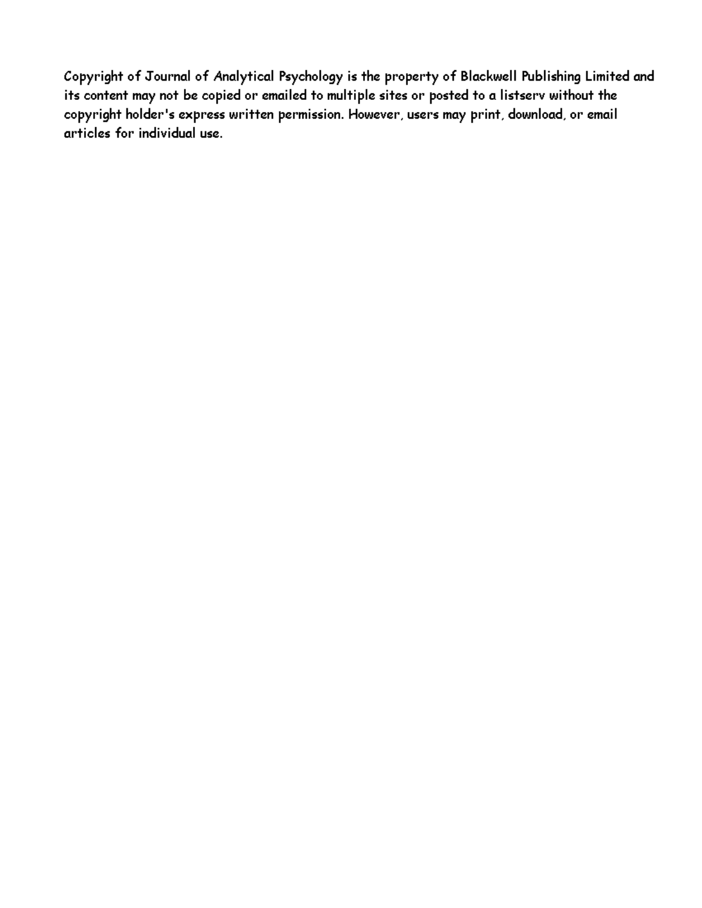Copyright of Journal of Analytical Psychology is the property of Blackwell Publishing Limited and its content may not be copied or emailed to multiple sites or posted to a listserv without the copyright holder's express written permission. However, users may print, download, or email articles for individual use.